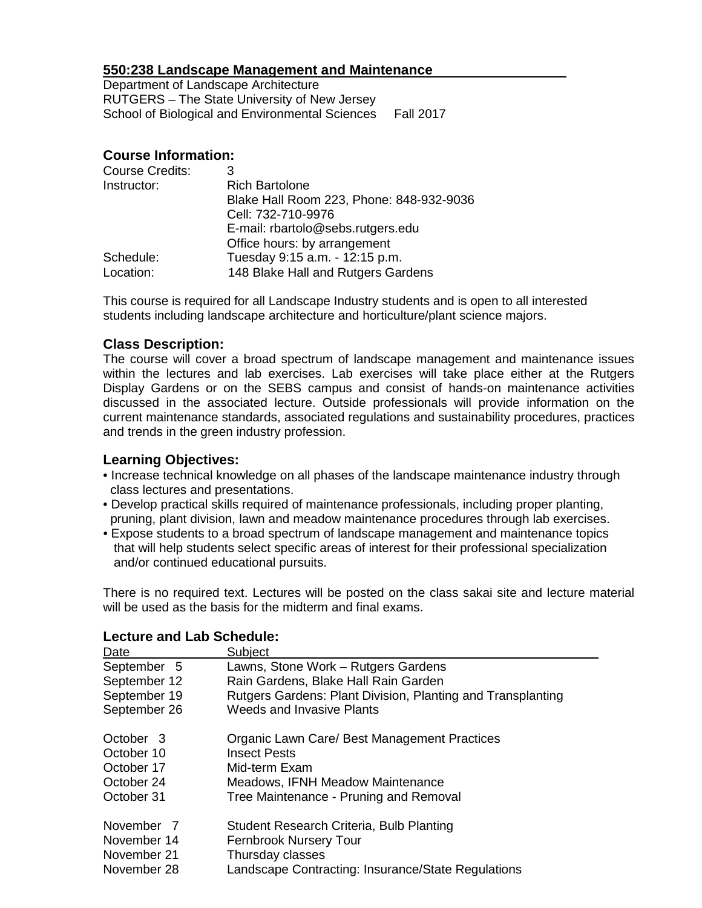## 550:238 Landscape Management and Maintenance

Department of Landscape Architecture
RUTGERS – The State University of New Jersey
School of Biological and Environmental Sciences Fall 2017

### Course Information:

| | |
|---|---|
| Course Credits: | 3 |
| Instructor: | Rich Bartolone<br>Blake Hall Room 223, Phone: 848-932-9036<br>Cell: 732-710-9976<br>E-mail: rbartolo@sebs.rutgers.edu<br>Office hours: by arrangement |
| Schedule: | Tuesday 9:15 a.m. - 12:15 p.m. |
| Location: | 148 Blake Hall and Rutgers Gardens |

This course is required for all Landscape Industry students and is open to all interested students including landscape architecture and horticulture/plant science majors.

### Class Description:

The course will cover a broad spectrum of landscape management and maintenance issues within the lectures and lab exercises. Lab exercises will take place either at the Rutgers Display Gardens or on the SEBS campus and consist of hands-on maintenance activities discussed in the associated lecture. Outside professionals will provide information on the current maintenance standards, associated regulations and sustainability procedures, practices and trends in the green industry profession.

### Learning Objectives:

- Increase technical knowledge on all phases of the landscape maintenance industry through class lectures and presentations.
- Develop practical skills required of maintenance professionals, including proper planting, pruning, plant division, lawn and meadow maintenance procedures through lab exercises.
- Expose students to a broad spectrum of landscape management and maintenance topics that will help students select specific areas of interest for their professional specialization and/or continued educational pursuits.

There is no required text. Lectures will be posted on the class sakai site and lecture material will be used as the basis for the midterm and final exams.

### Lecture and Lab Schedule:

| Date | Subject |
|---|---|
| September 5 | Lawns, Stone Work – Rutgers Gardens |
| September 12 | Rain Gardens, Blake Hall Rain Garden |
| September 19 | Rutgers Gardens: Plant Division, Planting and Transplanting |
| September 26 | Weeds and Invasive Plants |
| October 3 | Organic Lawn Care/ Best Management Practices |
| October 10 | Insect Pests |
| October 17 | Mid-term Exam |
| October 24 | Meadows, IFNH Meadow Maintenance |
| October 31 | Tree Maintenance - Pruning and Removal |
| November 7 | Student Research Criteria, Bulb Planting |
| November 14 | Fernbrook Nursery Tour |
| November 21 | Thursday classes |
| November 28 | Landscape Contracting: Insurance/State Regulations |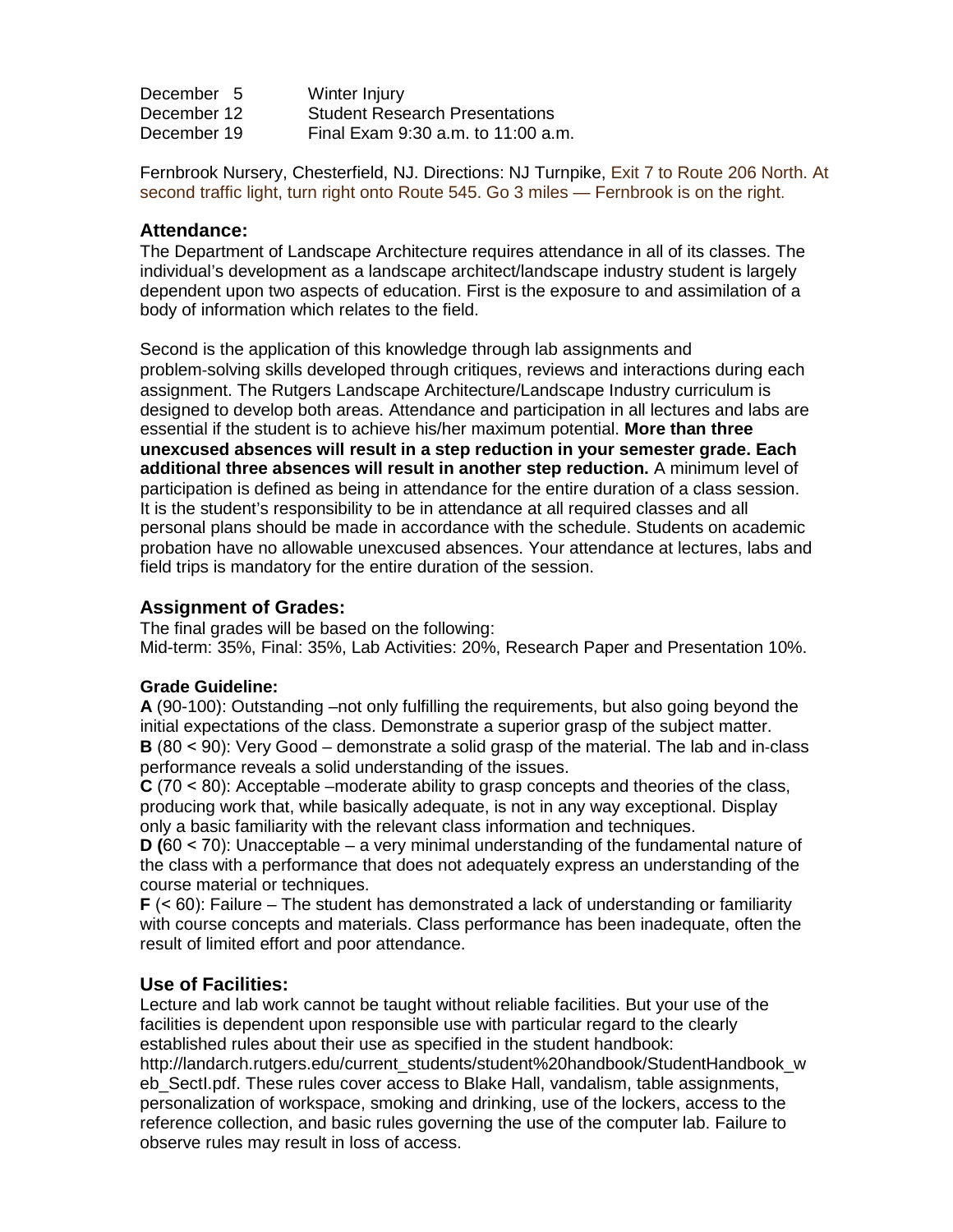| | |
|---|---|
| December 5 | Winter Injury |
| December 12 | Student Research Presentations |
| December 19 | Final Exam 9:30 a.m. to 11:00 a.m. |

Fernbrook Nursery, Chesterfield, NJ. Directions: NJ Turnpike, Exit 7 to Route 206 North. At second traffic light, turn right onto Route 545. Go 3 miles — Fernbrook is on the right.

## Attendance:

The Department of Landscape Architecture requires attendance in all of its classes. The individual's development as a landscape architect/landscape industry student is largely dependent upon two aspects of education. First is the exposure to and assimilation of a body of information which relates to the field.

Second is the application of this knowledge through lab assignments and problem-solving skills developed through critiques, reviews and interactions during each assignment. The Rutgers Landscape Architecture/Landscape Industry curriculum is designed to develop both areas. Attendance and participation in all lectures and labs are essential if the student is to achieve his/her maximum potential. **More than three unexcused absences will result in a step reduction in your semester grade. Each additional three absences will result in another step reduction.** A minimum level of participation is defined as being in attendance for the entire duration of a class session. It is the student's responsibility to be in attendance at all required classes and all personal plans should be made in accordance with the schedule. Students on academic probation have no allowable unexcused absences. Your attendance at lectures, labs and field trips is mandatory for the entire duration of the session.

## Assignment of Grades:

The final grades will be based on the following:
Mid-term: 35%, Final: 35%, Lab Activities: 20%, Research Paper and Presentation 10%.

### Grade Guideline:

**A** (90-100): Outstanding –not only fulfilling the requirements, but also going beyond the initial expectations of the class. Demonstrate a superior grasp of the subject matter.
**B** (80 < 90): Very Good – demonstrate a solid grasp of the material. The lab and in-class performance reveals a solid understanding of the issues.
**C** (70 < 80): Acceptable –moderate ability to grasp concepts and theories of the class, producing work that, while basically adequate, is not in any way exceptional. Display only a basic familiarity with the relevant class information and techniques.
**D (**60 < 70): Unacceptable – a very minimal understanding of the fundamental nature of the class with a performance that does not adequately express an understanding of the course material or techniques.
**F** (< 60): Failure – The student has demonstrated a lack of understanding or familiarity with course concepts and materials. Class performance has been inadequate, often the result of limited effort and poor attendance.

## Use of Facilities:

Lecture and lab work cannot be taught without reliable facilities. But your use of the facilities is dependent upon responsible use with particular regard to the clearly established rules about their use as specified in the student handbook: http://landarch.rutgers.edu/current_students/student%20handbook/StudentHandbook_web_SectI.pdf. These rules cover access to Blake Hall, vandalism, table assignments, personalization of workspace, smoking and drinking, use of the lockers, access to the reference collection, and basic rules governing the use of the computer lab. Failure to observe rules may result in loss of access.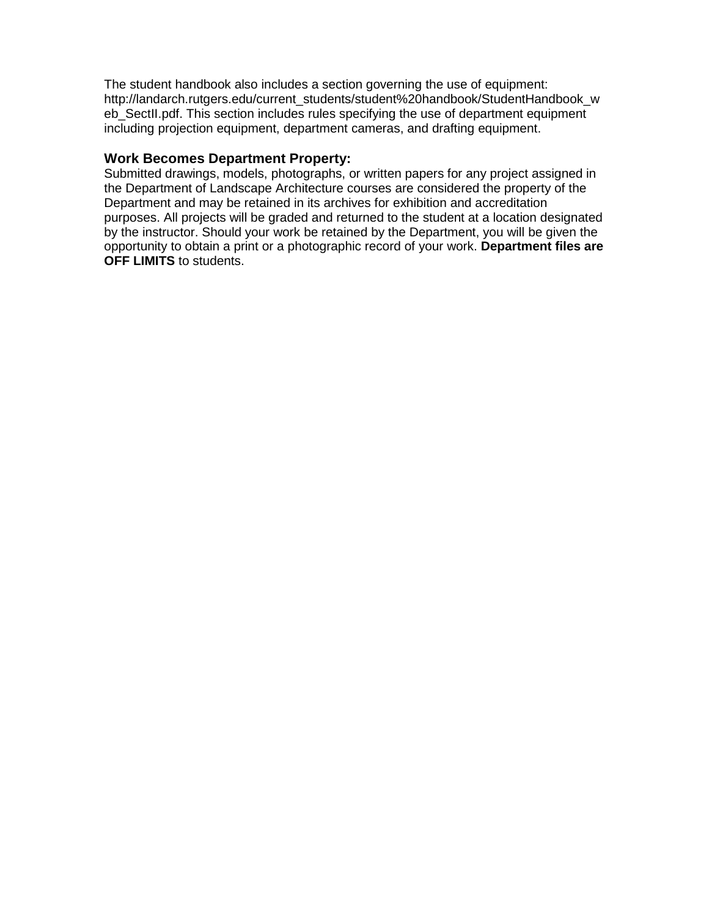The student handbook also includes a section governing the use of equipment: http://landarch.rutgers.edu/current_students/student%20handbook/StudentHandbook_web_SectII.pdf. This section includes rules specifying the use of department equipment including projection equipment, department cameras, and drafting equipment.

### Work Becomes Department Property:

Submitted drawings, models, photographs, or written papers for any project assigned in the Department of Landscape Architecture courses are considered the property of the Department and may be retained in its archives for exhibition and accreditation purposes. All projects will be graded and returned to the student at a location designated by the instructor. Should your work be retained by the Department, you will be given the opportunity to obtain a print or a photographic record of your work. **Department files are OFF LIMITS** to students.